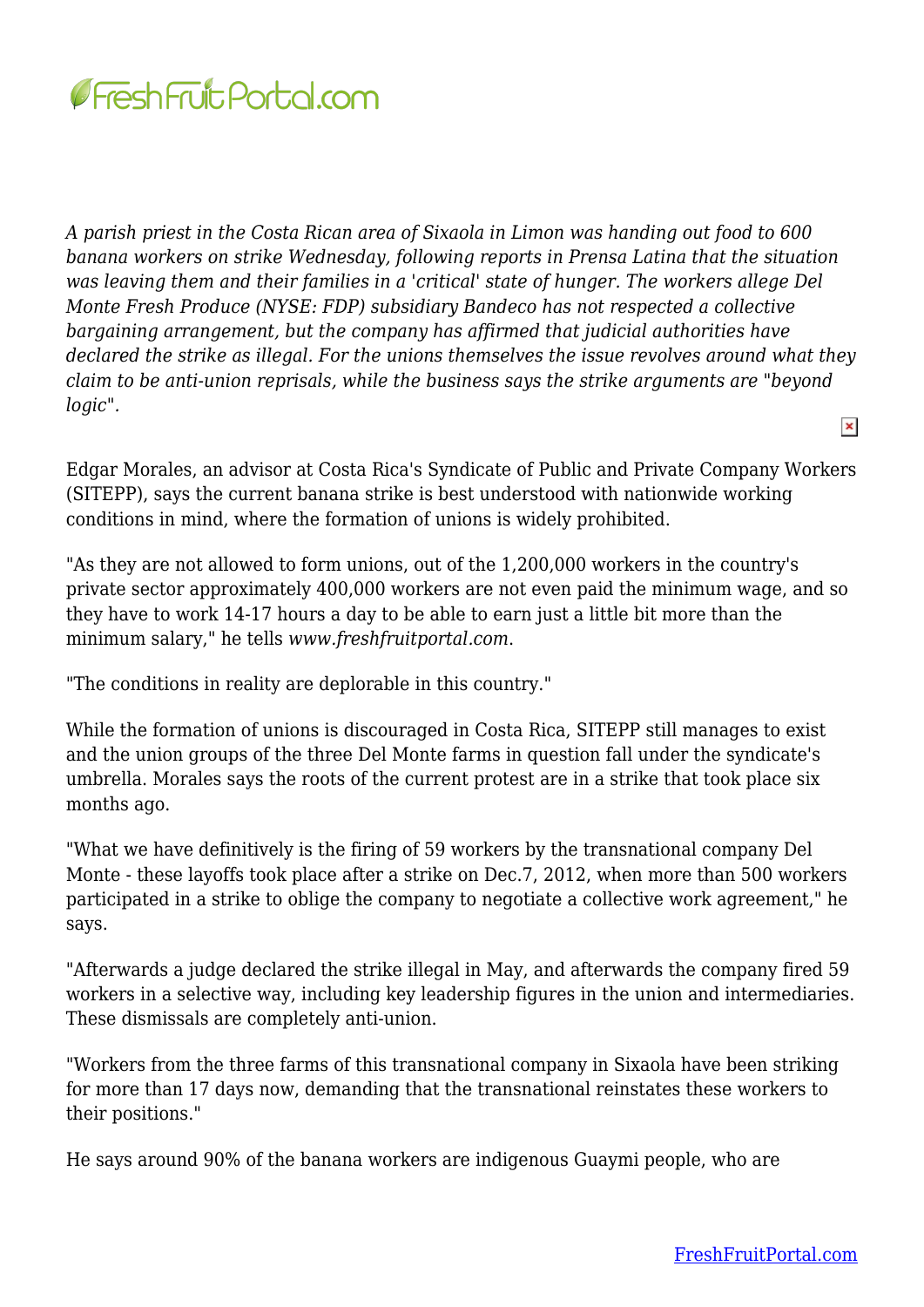*A parish priest in the Costa Rican area of Sixaola in Limon was handing out food to 600 banana workers on strike Wednesday, following reports in Prensa Latina that the situation was leaving them and their families in a 'critical' state of hunger. The workers allege Del Monte Fresh Produce (NYSE: FDP) subsidiary Bandeco has not respected a collective bargaining arrangement, but the company has affirmed that judicial authorities have declared the strike as illegal. For the unions themselves the issue revolves around what they claim to be anti-union reprisals, while the business says the strike arguments are "beyond logic".*

Edgar Morales, an advisor at Costa Rica's Syndicate of Public and Private Company Workers (SITEPP), says the current banana strike is best understood with nationwide working conditions in mind, where the formation of unions is widely prohibited.

"As they are not allowed to form unions, out of the 1,200,000 workers in the country's private sector approximately 400,000 workers are not even paid the minimum wage, and so they have to work 14-17 hours a day to be able to earn just a little bit more than the minimum salary," he tells *www.freshfruitportal.com*.

"The conditions in reality are deplorable in this country."

While the formation of unions is discouraged in Costa Rica, SITEPP still manages to exist and the union groups of the three Del Monte farms in question fall under the syndicate's umbrella. Morales says the roots of the current protest are in a strike that took place six months ago.

"What we have definitively is the firing of 59 workers by the transnational company Del Monte - these layoffs took place after a strike on Dec.7, 2012, when more than 500 workers participated in a strike to oblige the company to negotiate a collective work agreement," he says.

"Afterwards a judge declared the strike illegal in May, and afterwards the company fired 59 workers in a selective way, including key leadership figures in the union and intermediaries. These dismissals are completely anti-union.

"Workers from the three farms of this transnational company in Sixaola have been striking for more than 17 days now, demanding that the transnational reinstates these workers to their positions."

He says around 90% of the banana workers are indigenous Guaymi people, who are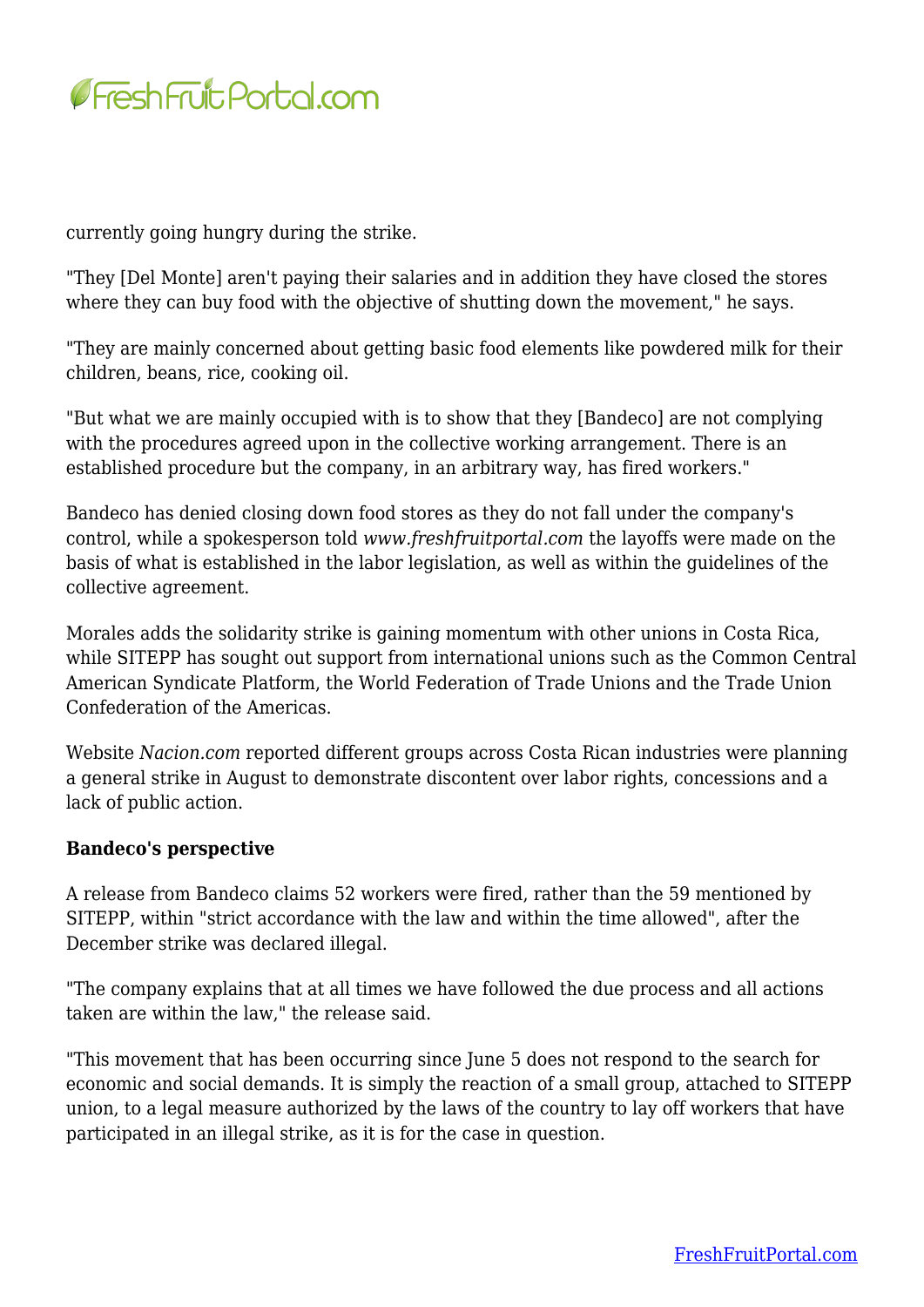currently going hungry during the strike.

"They [Del Monte] aren't paying their salaries and in addition they have closed the stores where they can buy food with the objective of shutting down the movement," he says.

"They are mainly concerned about getting basic food elements like powdered milk for their children, beans, rice, cooking oil.

"But what we are mainly occupied with is to show that they [Bandeco] are not complying with the procedures agreed upon in the collective working arrangement. There is an established procedure but the company, in an arbitrary way, has fired workers."

Bandeco has denied closing down food stores as they do not fall under the company's control, while a spokesperson told *www.freshfruitportal.com* the layoffs were made on the basis of what is established in the labor legislation, as well as within the guidelines of the collective agreement.

Morales adds the solidarity strike is gaining momentum with other unions in Costa Rica, while SITEPP has sought out support from international unions such as the Common Central American Syndicate Platform, the World Federation of Trade Unions and the Trade Union Confederation of the Americas.

Website *Nacion.com* reported different groups across Costa Rican industries were planning a general strike in August to demonstrate discontent over labor rights, concessions and a lack of public action.

**Bandeco's perspective**

A release from Bandeco claims 52 workers were fired, rather than the 59 mentioned by SITEPP, within "strict accordance with the law and within the time allowed", after the December strike was declared illegal.

"The company explains that at all times we have followed the due process and all actions taken are within the law," the release said.

"This movement that has been occurring since June 5 does not respond to the search for economic and social demands. It is simply the reaction of a small group, attached to SITEPP union, to a legal measure authorized by the laws of the country to lay off workers that have participated in an illegal strike, as it is for the case in question.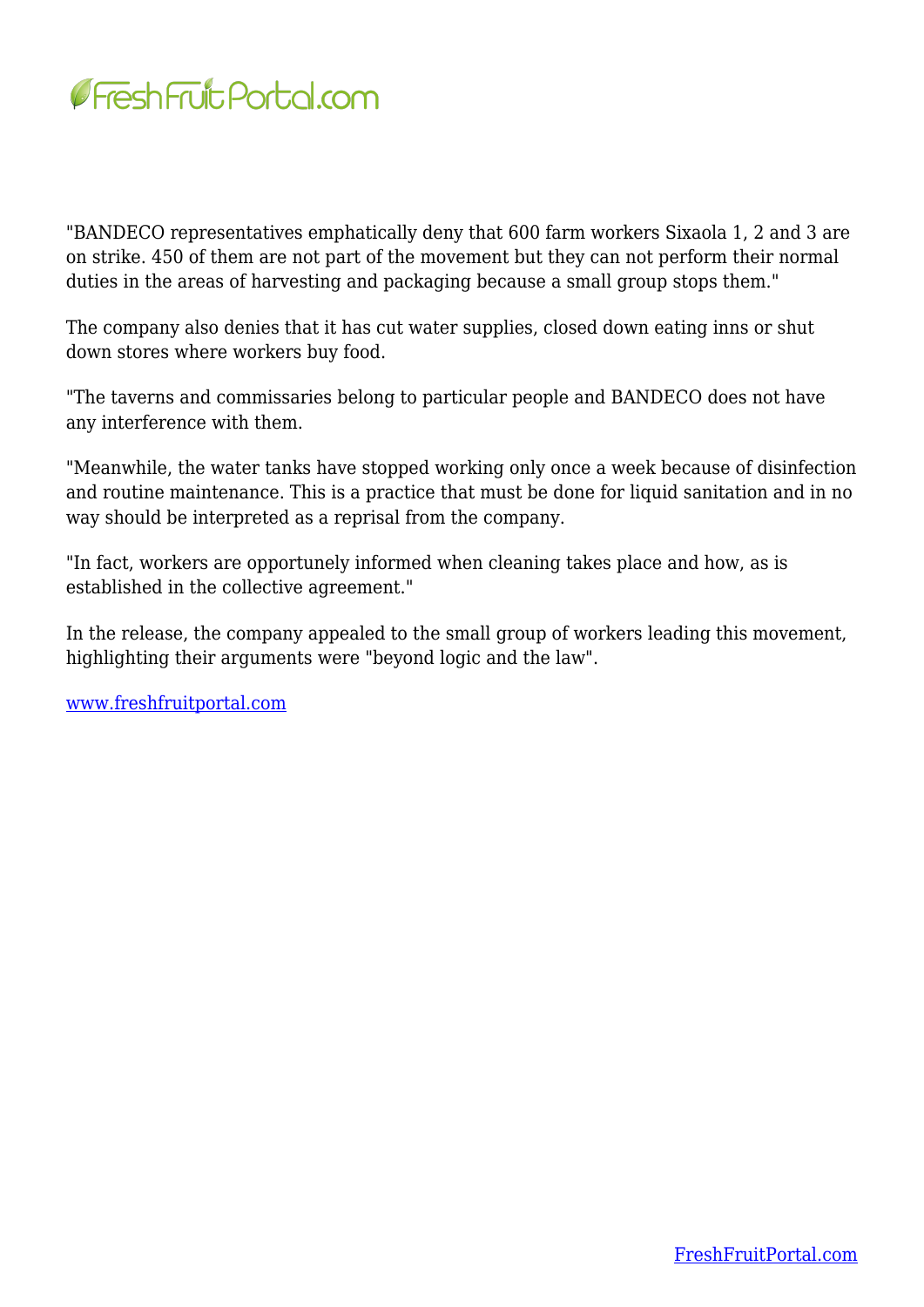"BANDECO representatives emphatically deny that 600 farm workers Sixaola 1, 2 and 3 are on strike. 450 of them are not part of the movement but they can not perform their normal duties in the areas of harvesting and packaging because a small group stops them."

The company also denies that it has cut water supplies, closed down eating inns or shut down stores where workers buy food.

"The taverns and commissaries belong to particular people and BANDECO does not have any interference with them.

"Meanwhile, the water tanks have stopped working only once a week because of disinfection and routine maintenance. This is a practice that must be done for liquid sanitation and in no way should be interpreted as a reprisal from the company.

"In fact, workers are opportunely informed when cleaning takes place and how, as is established in the collective agreement."

In the release, the company appealed to the small group of workers leading this movement, highlighting their arguments were "beyond logic and the law".

[www.freshfruitportal.com](http://www.freshfruitportal.com)